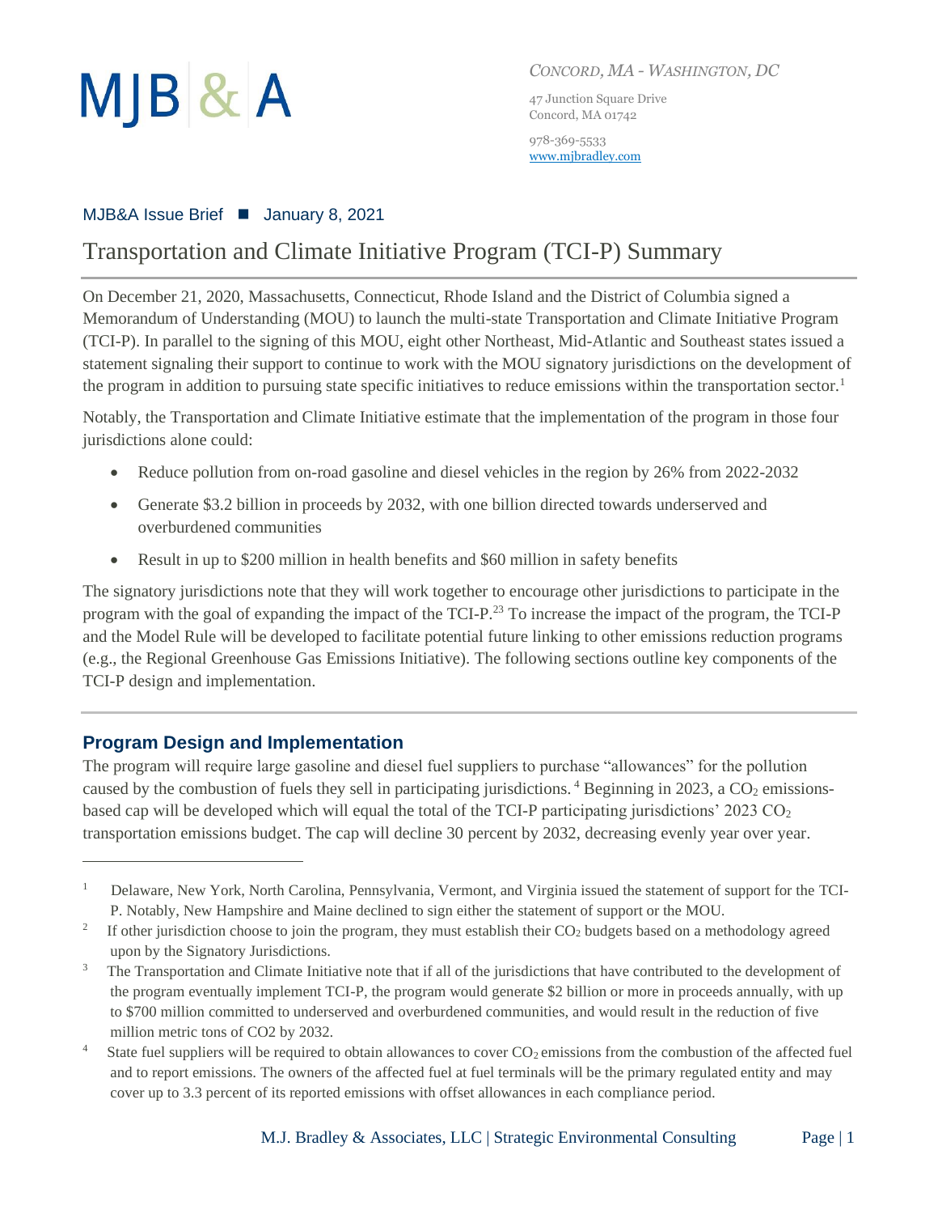# MJB & A

*CONCORD, MA - WASHINGTON, DC*

47 Junction Square Drive
Concord, MA 01742

978-369-5533
www.mjbradley.com

MJB&A Issue Brief ■ January 8, 2021

## Transportation and Climate Initiative Program (TCI-P) Summary

On December 21, 2020, Massachusetts, Connecticut, Rhode Island and the District of Columbia signed a Memorandum of Understanding (MOU) to launch the multi-state Transportation and Climate Initiative Program (TCI-P). In parallel to the signing of this MOU, eight other Northeast, Mid-Atlantic and Southeast states issued a statement signaling their support to continue to work with the MOU signatory jurisdictions on the development of the program in addition to pursuing state specific initiatives to reduce emissions within the transportation sector.[1]

Notably, the Transportation and Climate Initiative estimate that the implementation of the program in those four jurisdictions alone could:

- Reduce pollution from on-road gasoline and diesel vehicles in the region by 26% from 2022-2032
- Generate $3.2 billion in proceeds by 2032, with one billion directed towards underserved and overburdened communities
- Result in up to $200 million in health benefits and $60 million in safety benefits

The signatory jurisdictions note that they will work together to encourage other jurisdictions to participate in the program with the goal of expanding the impact of the TCI-P.[2][3] To increase the impact of the program, the TCI-P and the Model Rule will be developed to facilitate potential future linking to other emissions reduction programs (e.g., the Regional Greenhouse Gas Emissions Initiative). The following sections outline key components of the TCI-P design and implementation.

### Program Design and Implementation

The program will require large gasoline and diesel fuel suppliers to purchase "allowances" for the pollution caused by the combustion of fuels they sell in participating jurisdictions.[4] Beginning in 2023, a $CO_2$ emissions-based cap will be developed which will equal the total of the TCI-P participating jurisdictions' 2023 $CO_2$ transportation emissions budget. The cap will decline 30 percent by 2032, decreasing evenly year over year.

---

[1] Delaware, New York, North Carolina, Pennsylvania, Vermont, and Virginia issued the statement of support for the TCI-P. Notably, New Hampshire and Maine declined to sign either the statement of support or the MOU.

[2] If other jurisdiction choose to join the program, they must establish their $CO_2$ budgets based on a methodology agreed upon by the Signatory Jurisdictions.

[3] The Transportation and Climate Initiative note that if all of the jurisdictions that have contributed to the development of the program eventually implement TCI-P, the program would generate $2 billion or more in proceeds annually, with up to $700 million committed to underserved and overburdened communities, and would result in the reduction of five million metric tons of CO2 by 2032.

[4] State fuel suppliers will be required to obtain allowances to cover $CO_2$ emissions from the combustion of the affected fuel and to report emissions. The owners of the affected fuel at fuel terminals will be the primary regulated entity and may cover up to 3.3 percent of its reported emissions with offset allowances in each compliance period.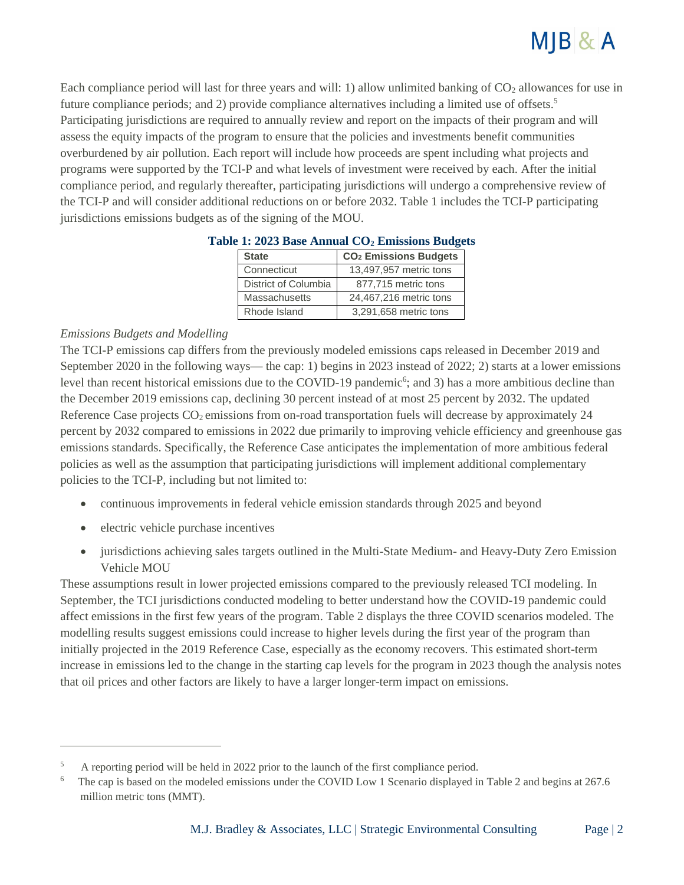Each compliance period will last for three years and will: 1) allow unlimited banking of $CO_2$ allowances for use in future compliance periods; and 2) provide compliance alternatives including a limited use of offsets.[5] Participating jurisdictions are required to annually review and report on the impacts of their program and will assess the equity impacts of the program to ensure that the policies and investments benefit communities overburdened by air pollution. Each report will include how proceeds are spent including what projects and programs were supported by the TCI-P and what levels of investment were received by each. After the initial compliance period, and regularly thereafter, participating jurisdictions will undergo a comprehensive review of the TCI-P and will consider additional reductions on or before 2032. Table 1 includes the TCI-P participating jurisdictions emissions budgets as of the signing of the MOU.

**Table 1: 2023 Base Annual $CO_2$ Emissions Budgets**

| State | $CO_2$ Emissions Budgets |
|---|---|
| Connecticut | 13,497,957 metric tons |
| District of Columbia | 877,715 metric tons |
| Massachusetts | 24,467,216 metric tons |
| Rhode Island | 3,291,658 metric tons |

*Emissions Budgets and Modelling*

The TCI-P emissions cap differs from the previously modeled emissions caps released in December 2019 and September 2020 in the following ways— the cap: 1) begins in 2023 instead of 2022; 2) starts at a lower emissions level than recent historical emissions due to the COVID-19 pandemic[6]; and 3) has a more ambitious decline than the December 2019 emissions cap, declining 30 percent instead of at most 25 percent by 2032. The updated Reference Case projects $CO_2$ emissions from on-road transportation fuels will decrease by approximately 24 percent by 2032 compared to emissions in 2022 due primarily to improving vehicle efficiency and greenhouse gas emissions standards. Specifically, the Reference Case anticipates the implementation of more ambitious federal policies as well as the assumption that participating jurisdictions will implement additional complementary policies to the TCI-P, including but not limited to:

- continuous improvements in federal vehicle emission standards through 2025 and beyond
- electric vehicle purchase incentives
- jurisdictions achieving sales targets outlined in the Multi-State Medium- and Heavy-Duty Zero Emission Vehicle MOU

These assumptions result in lower projected emissions compared to the previously released TCI modeling. In September, the TCI jurisdictions conducted modeling to better understand how the COVID-19 pandemic could affect emissions in the first few years of the program. Table 2 displays the three COVID scenarios modeled. The modelling results suggest emissions could increase to higher levels during the first year of the program than initially projected in the 2019 Reference Case, especially as the economy recovers. This estimated short-term increase in emissions led to the change in the starting cap levels for the program in 2023 though the analysis notes that oil prices and other factors are likely to have a larger longer-term impact on emissions.

---

[5] A reporting period will be held in 2022 prior to the launch of the first compliance period.

[6] The cap is based on the modeled emissions under the COVID Low 1 Scenario displayed in Table 2 and begins at 267.6 million metric tons (MMT).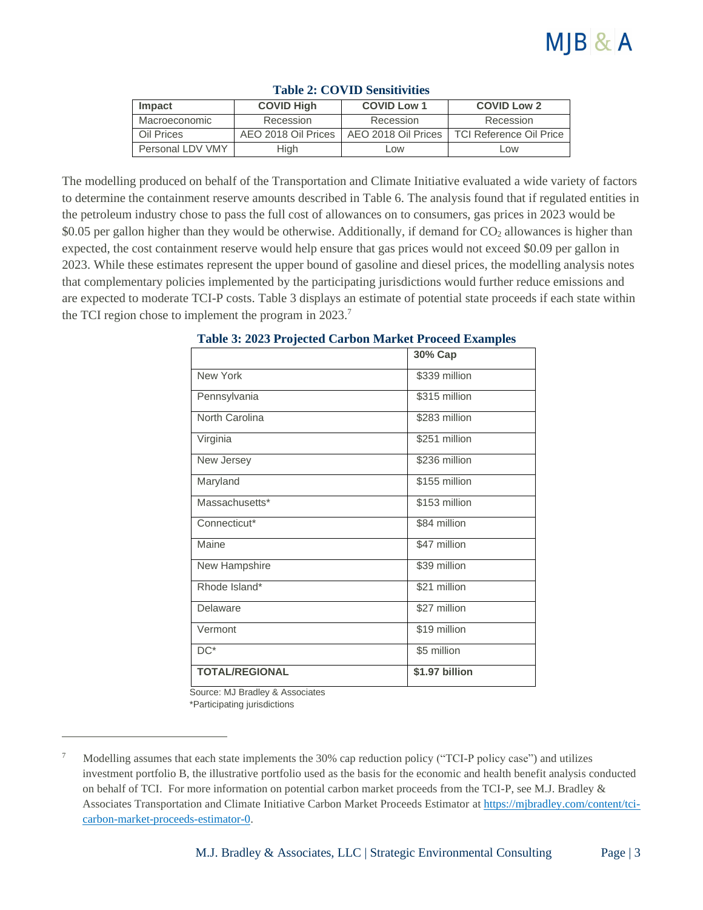**Table 2: COVID Sensitivities**

| Impact | COVID High | COVID Low 1 | COVID Low 2 |
|---|---|---|---|
| Macroeconomic | Recession | Recession | Recession |
| Oil Prices | AEO 2018 Oil Prices | AEO 2018 Oil Prices | TCI Reference Oil Price |
| Personal LDV VMY | High | Low | Low |

The modelling produced on behalf of the Transportation and Climate Initiative evaluated a wide variety of factors to determine the containment reserve amounts described in Table 6. The analysis found that if regulated entities in the petroleum industry chose to pass the full cost of allowances on to consumers, gas prices in 2023 would be $0.05 per gallon higher than they would be otherwise. Additionally, if demand for $CO_2$ allowances is higher than expected, the cost containment reserve would help ensure that gas prices would not exceed $0.09 per gallon in 2023. While these estimates represent the upper bound of gasoline and diesel prices, the modelling analysis notes that complementary policies implemented by the participating jurisdictions would further reduce emissions and are expected to moderate TCI-P costs. Table 3 displays an estimate of potential state proceeds if each state within the TCI region chose to implement the program in 2023.[7]

**Table 3: 2023 Projected Carbon Market Proceed Examples**

| | 30% Cap |
|---|---|
| New York | $339 million |
| Pennsylvania | $315 million |
| North Carolina | $283 million |
| Virginia | $251 million |
| New Jersey | $236 million |
| Maryland | $155 million |
| Massachusetts* | $153 million |
| Connecticut* | $84 million |
| Maine | $47 million |
| New Hampshire | $39 million |
| Rhode Island* | $21 million |
| Delaware | $27 million |
| Vermont | $19 million |
| DC* | $5 million |
| **TOTAL/REGIONAL** | **$1.97 billion** |

Source: MJ Bradley & Associates
*Participating jurisdictions

---

[7] Modelling assumes that each state implements the 30% cap reduction policy ("TCI-P policy case") and utilizes investment portfolio B, the illustrative portfolio used as the basis for the economic and health benefit analysis conducted on behalf of TCI. For more information on potential carbon market proceeds from the TCI-P, see M.J. Bradley & Associates Transportation and Climate Initiative Carbon Market Proceeds Estimator at https://mjbradley.com/content/tci-carbon-market-proceeds-estimator-0.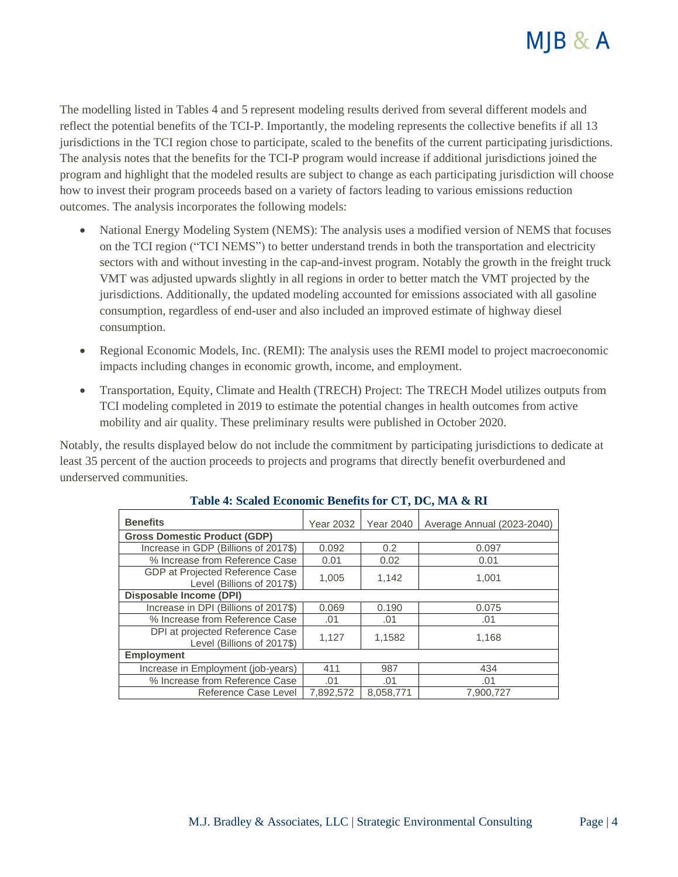The modelling listed in Tables 4 and 5 represent modeling results derived from several different models and reflect the potential benefits of the TCI-P. Importantly, the modeling represents the collective benefits if all 13 jurisdictions in the TCI region chose to participate, scaled to the benefits of the current participating jurisdictions. The analysis notes that the benefits for the TCI-P program would increase if additional jurisdictions joined the program and highlight that the modeled results are subject to change as each participating jurisdiction will choose how to invest their program proceeds based on a variety of factors leading to various emissions reduction outcomes. The analysis incorporates the following models:

- National Energy Modeling System (NEMS): The analysis uses a modified version of NEMS that focuses on the TCI region ("TCI NEMS") to better understand trends in both the transportation and electricity sectors with and without investing in the cap-and-invest program. Notably the growth in the freight truck VMT was adjusted upwards slightly in all regions in order to better match the VMT projected by the jurisdictions. Additionally, the updated modeling accounted for emissions associated with all gasoline consumption, regardless of end-user and also included an improved estimate of highway diesel consumption.
- Regional Economic Models, Inc. (REMI): The analysis uses the REMI model to project macroeconomic impacts including changes in economic growth, income, and employment.
- Transportation, Equity, Climate and Health (TRECH) Project: The TRECH Model utilizes outputs from TCI modeling completed in 2019 to estimate the potential changes in health outcomes from active mobility and air quality. These preliminary results were published in October 2020.

Notably, the results displayed below do not include the commitment by participating jurisdictions to dedicate at least 35 percent of the auction proceeds to projects and programs that directly benefit overburdened and underserved communities.

**Table 4: Scaled Economic Benefits for CT, DC, MA & RI**

| Benefits | Year 2032 | Year 2040 | Average Annual (2023-2040) |
|---|---|---|---|
| **Gross Domestic Product (GDP)** | | | |
| Increase in GDP (Billions of 2017$) | 0.092 | 0.2 | 0.097 |
| % Increase from Reference Case | 0.01 | 0.02 | 0.01 |
| GDP at Projected Reference Case Level (Billions of 2017$) | 1,005 | 1,142 | 1,001 |
| **Disposable Income (DPI)** | | | |
| Increase in DPI (Billions of 2017$) | 0.069 | 0.190 | 0.075 |
| % Increase from Reference Case | .01 | .01 | .01 |
| DPI at projected Reference Case Level (Billions of 2017$) | 1,127 | 1,1582 | 1,168 |
| **Employment** | | | |
| Increase in Employment (job-years) | 411 | 987 | 434 |
| % Increase from Reference Case | .01 | .01 | .01 |
| Reference Case Level | 7,892,572 | 8,058,771 | 7,900,727 |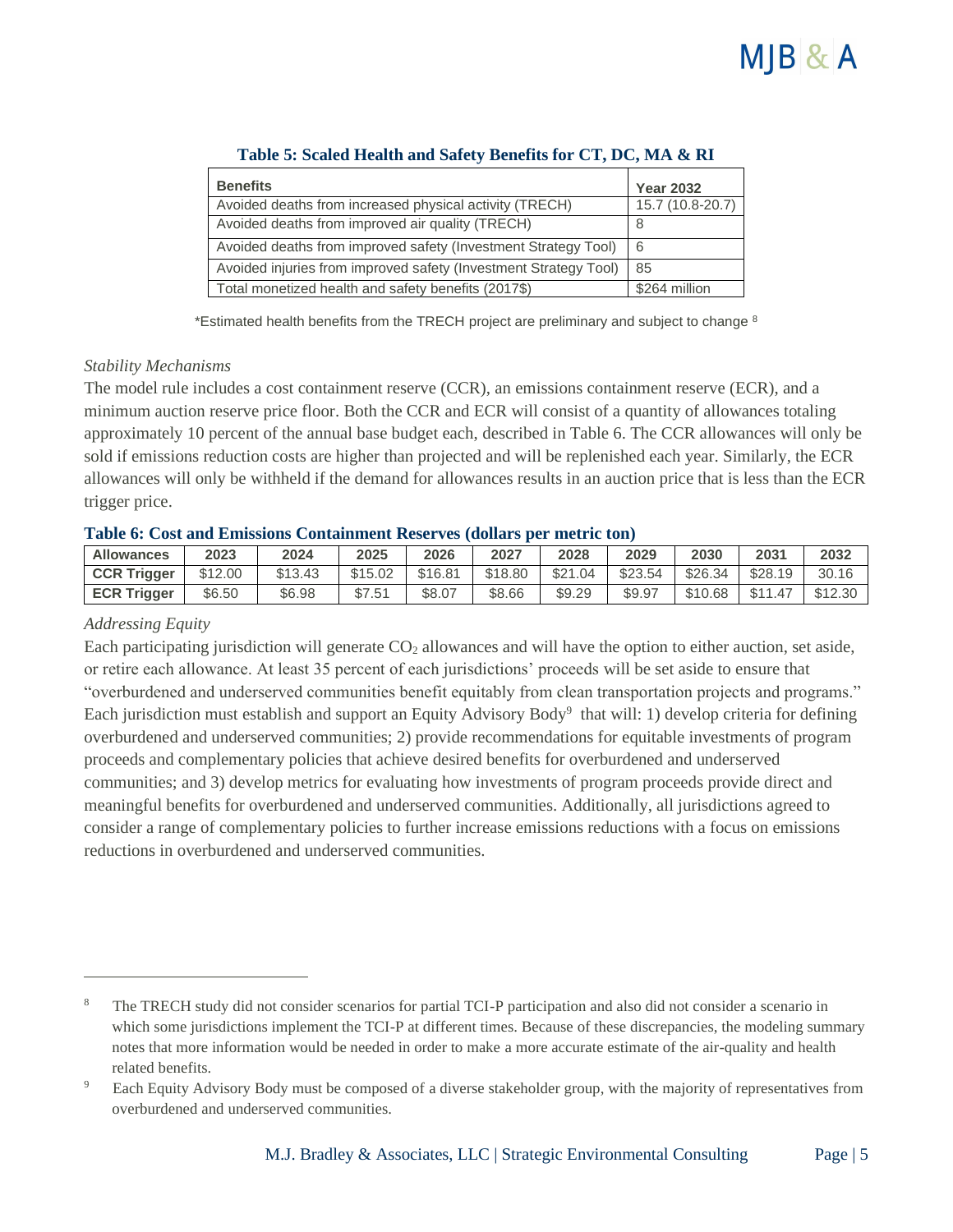**Table 5: Scaled Health and Safety Benefits for CT, DC, MA & RI**

| Benefits | Year 2032 |
|---|---|
| Avoided deaths from increased physical activity (TRECH) | 15.7 (10.8-20.7) |
| Avoided deaths from improved air quality (TRECH) | 8 |
| Avoided deaths from improved safety (Investment Strategy Tool) | 6 |
| Avoided injuries from improved safety (Investment Strategy Tool) | 85 |
| Total monetized health and safety benefits (2017$) | $264 million |

*Estimated health benefits from the TRECH project are preliminary and subject to change [8]

*Stability Mechanisms*

The model rule includes a cost containment reserve (CCR), an emissions containment reserve (ECR), and a minimum auction reserve price floor. Both the CCR and ECR will consist of a quantity of allowances totaling approximately 10 percent of the annual base budget each, described in Table 6. The CCR allowances will only be sold if emissions reduction costs are higher than projected and will be replenished each year. Similarly, the ECR allowances will only be withheld if the demand for allowances results in an auction price that is less than the ECR trigger price.

**Table 6: Cost and Emissions Containment Reserves (dollars per metric ton)**

| Allowances | 2023 | 2024 | 2025 | 2026 | 2027 | 2028 | 2029 | 2030 | 2031 | 2032 |
|---|---|---|---|---|---|---|---|---|---|---|
| **CCR Trigger** | $12.00 | $13.43 | $15.02 | $16.81 | $18.80 | $21.04 | $23.54 | $26.34 | $28.19 | 30.16 |
| **ECR Trigger** | $6.50 | $6.98 | $7.51 | $8.07 | $8.66 | $9.29 | $9.97 | $10.68 | $11.47 | $12.30 |

*Addressing Equity*

Each participating jurisdiction will generate $CO_2$ allowances and will have the option to either auction, set aside, or retire each allowance. At least 35 percent of each jurisdictions' proceeds will be set aside to ensure that "overburdened and underserved communities benefit equitably from clean transportation projects and programs." Each jurisdiction must establish and support an Equity Advisory Body[9] that will: 1) develop criteria for defining overburdened and underserved communities; 2) provide recommendations for equitable investments of program proceeds and complementary policies that achieve desired benefits for overburdened and underserved communities; and 3) develop metrics for evaluating how investments of program proceeds provide direct and meaningful benefits for overburdened and underserved communities. Additionally, all jurisdictions agreed to consider a range of complementary policies to further increase emissions reductions with a focus on emissions reductions in overburdened and underserved communities.

---

[8] The TRECH study did not consider scenarios for partial TCI-P participation and also did not consider a scenario in which some jurisdictions implement the TCI-P at different times. Because of these discrepancies, the modeling summary notes that more information would be needed in order to make a more accurate estimate of the air-quality and health related benefits.

[9] Each Equity Advisory Body must be composed of a diverse stakeholder group, with the majority of representatives from overburdened and underserved communities.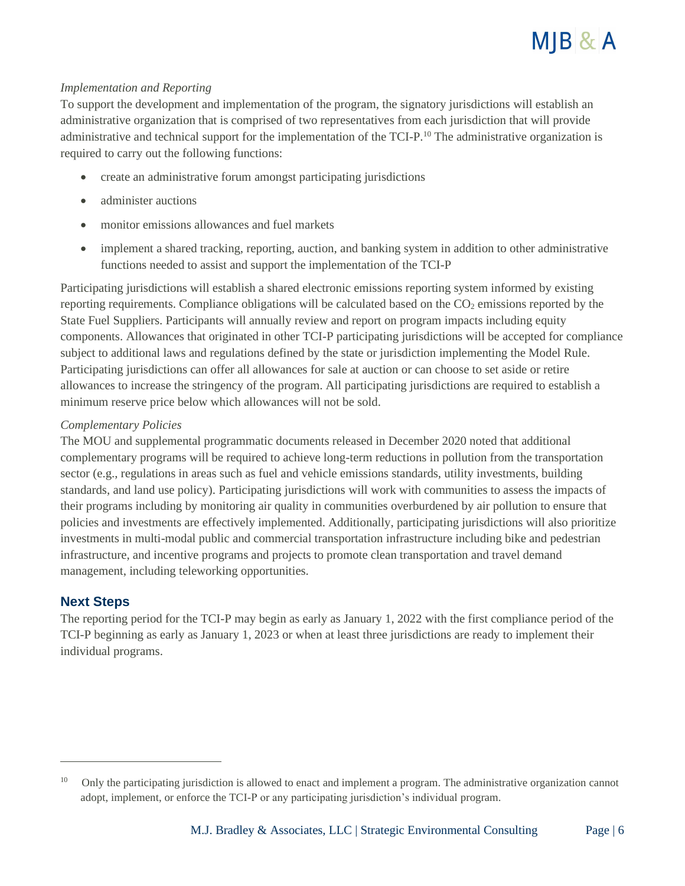*Implementation and Reporting*

To support the development and implementation of the program, the signatory jurisdictions will establish an administrative organization that is comprised of two representatives from each jurisdiction that will provide administrative and technical support for the implementation of the TCI-P.[10] The administrative organization is required to carry out the following functions:

- create an administrative forum amongst participating jurisdictions
- administer auctions
- monitor emissions allowances and fuel markets
- implement a shared tracking, reporting, auction, and banking system in addition to other administrative functions needed to assist and support the implementation of the TCI-P

Participating jurisdictions will establish a shared electronic emissions reporting system informed by existing reporting requirements. Compliance obligations will be calculated based on the $CO_2$ emissions reported by the State Fuel Suppliers. Participants will annually review and report on program impacts including equity components. Allowances that originated in other TCI-P participating jurisdictions will be accepted for compliance subject to additional laws and regulations defined by the state or jurisdiction implementing the Model Rule. Participating jurisdictions can offer all allowances for sale at auction or can choose to set aside or retire allowances to increase the stringency of the program. All participating jurisdictions are required to establish a minimum reserve price below which allowances will not be sold.

*Complementary Policies*

The MOU and supplemental programmatic documents released in December 2020 noted that additional complementary programs will be required to achieve long-term reductions in pollution from the transportation sector (e.g., regulations in areas such as fuel and vehicle emissions standards, utility investments, building standards, and land use policy). Participating jurisdictions will work with communities to assess the impacts of their programs including by monitoring air quality in communities overburdened by air pollution to ensure that policies and investments are effectively implemented. Additionally, participating jurisdictions will also prioritize investments in multi-modal public and commercial transportation infrastructure including bike and pedestrian infrastructure, and incentive programs and projects to promote clean transportation and travel demand management, including teleworking opportunities.

## Next Steps

The reporting period for the TCI-P may begin as early as January 1, 2022 with the first compliance period of the TCI-P beginning as early as January 1, 2023 or when at least three jurisdictions are ready to implement their individual programs.

---

[10] Only the participating jurisdiction is allowed to enact and implement a program. The administrative organization cannot adopt, implement, or enforce the TCI-P or any participating jurisdiction's individual program.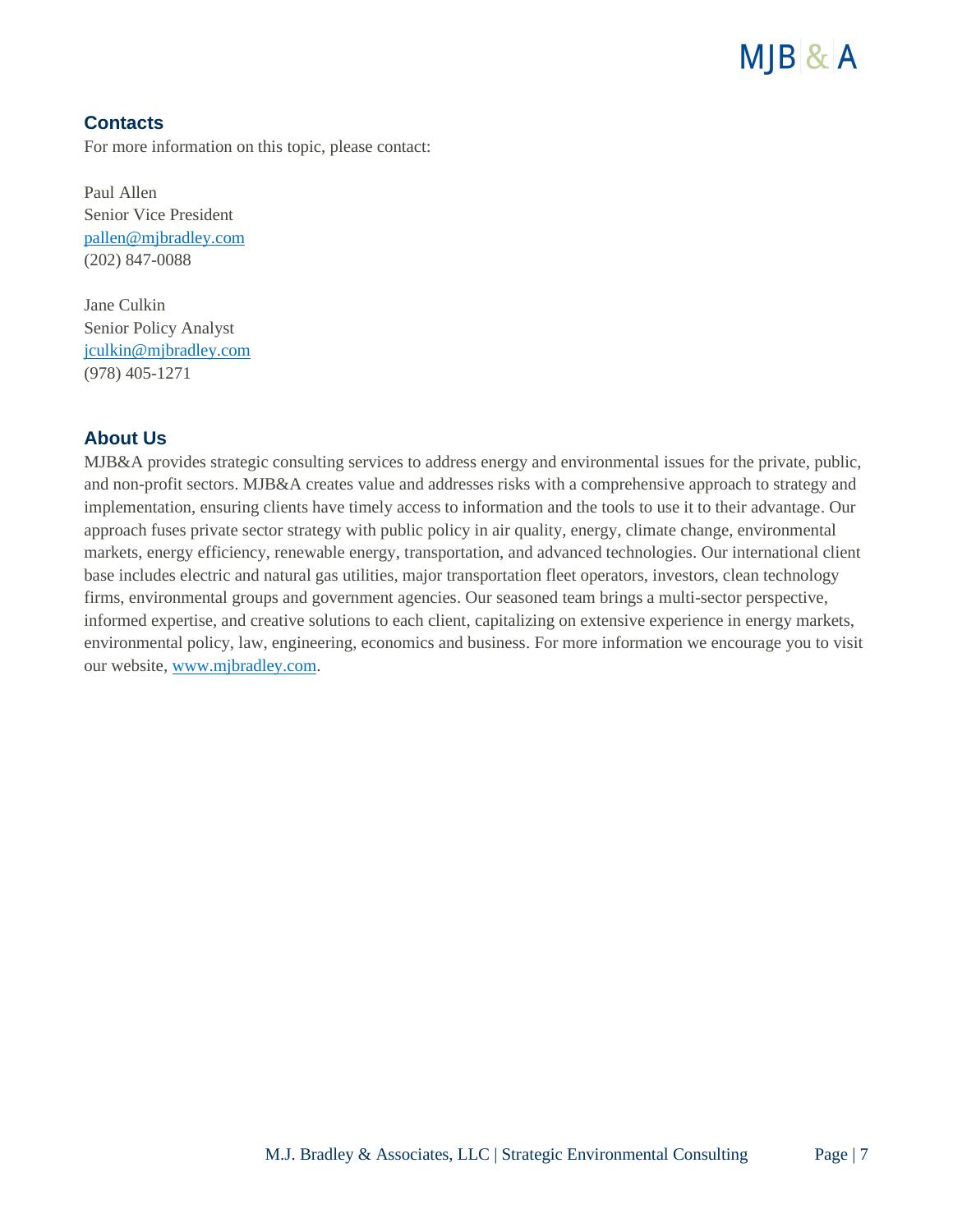## Contacts

For more information on this topic, please contact:

Paul Allen
Senior Vice President
pallen@mjbradley.com
(202) 847-0088

Jane Culkin
Senior Policy Analyst
jculkin@mjbradley.com
(978) 405-1271

## About Us

MJB&A provides strategic consulting services to address energy and environmental issues for the private, public, and non-profit sectors. MJB&A creates value and addresses risks with a comprehensive approach to strategy and implementation, ensuring clients have timely access to information and the tools to use it to their advantage. Our approach fuses private sector strategy with public policy in air quality, energy, climate change, environmental markets, energy efficiency, renewable energy, transportation, and advanced technologies. Our international client base includes electric and natural gas utilities, major transportation fleet operators, investors, clean technology firms, environmental groups and government agencies. Our seasoned team brings a multi-sector perspective, informed expertise, and creative solutions to each client, capitalizing on extensive experience in energy markets, environmental policy, law, engineering, economics and business. For more information we encourage you to visit our website, www.mjbradley.com.